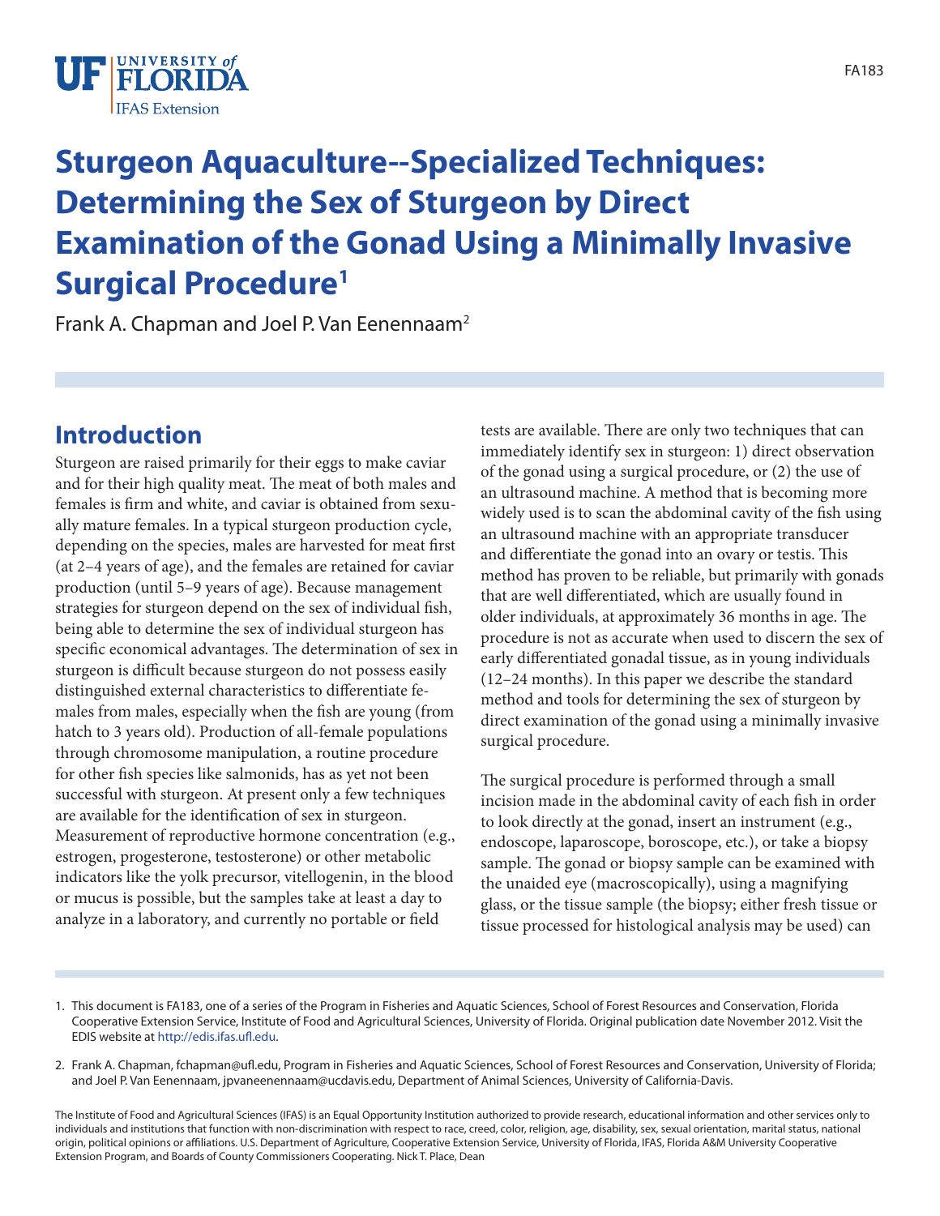# Sturgeon Aquaculture--Specialized Techniques: Determining the Sex of Sturgeon by Direct Examination of the Gonad Using a Minimally Invasive Surgical Procedure[1]

Frank A. Chapman and Joel P. Van Eenennaam[2]

## Introduction

Sturgeon are raised primarily for their eggs to make caviar and for their high quality meat. The meat of both males and females is firm and white, and caviar is obtained from sexually mature females. In a typical sturgeon production cycle, depending on the species, males are harvested for meat first (at 2–4 years of age), and the females are retained for caviar production (until 5–9 years of age). Because management strategies for sturgeon depend on the sex of individual fish, being able to determine the sex of individual sturgeon has specific economical advantages. The determination of sex in sturgeon is difficult because sturgeon do not possess easily distinguished external characteristics to differentiate females from males, especially when the fish are young (from hatch to 3 years old). Production of all-female populations through chromosome manipulation, a routine procedure for other fish species like salmonids, has as yet not been successful with sturgeon. At present only a few techniques are available for the identification of sex in sturgeon. Measurement of reproductive hormone concentration (e.g., estrogen, progesterone, testosterone) or other metabolic indicators like the yolk precursor, vitellogenin, in the blood or mucus is possible, but the samples take at least a day to analyze in a laboratory, and currently no portable or field tests are available. There are only two techniques that can immediately identify sex in sturgeon: 1) direct observation of the gonad using a surgical procedure, or (2) the use of an ultrasound machine. A method that is becoming more widely used is to scan the abdominal cavity of the fish using an ultrasound machine with an appropriate transducer and differentiate the gonad into an ovary or testis. This method has proven to be reliable, but primarily with gonads that are well differentiated, which are usually found in older individuals, at approximately 36 months in age. The procedure is not as accurate when used to discern the sex of early differentiated gonadal tissue, as in young individuals (12–24 months). In this paper we describe the standard method and tools for determining the sex of sturgeon by direct examination of the gonad using a minimally invasive surgical procedure.

The surgical procedure is performed through a small incision made in the abdominal cavity of each fish in order to look directly at the gonad, insert an instrument (e.g., endoscope, laparoscope, boroscope, etc.), or take a biopsy sample. The gonad or biopsy sample can be examined with the unaided eye (macroscopically), using a magnifying glass, or the tissue sample (the biopsy; either fresh tissue or tissue processed for histological analysis may be used) can

---

1. This document is FA183, one of a series of the Program in Fisheries and Aquatic Sciences, School of Forest Resources and Conservation, Florida Cooperative Extension Service, Institute of Food and Agricultural Sciences, University of Florida. Original publication date November 2012. Visit the EDIS website at http://edis.ifas.ufl.edu.

2. Frank A. Chapman, fchapman@ufl.edu, Program in Fisheries and Aquatic Sciences, School of Forest Resources and Conservation, University of Florida; and Joel P. Van Eenennaam, jpvaneenennaam@ucdavis.edu, Department of Animal Sciences, University of California-Davis.

The Institute of Food and Agricultural Sciences (IFAS) is an Equal Opportunity Institution authorized to provide research, educational information and other services only to individuals and institutions that function with non-discrimination with respect to race, creed, color, religion, age, disability, sex, sexual orientation, marital status, national origin, political opinions or affiliations. U.S. Department of Agriculture, Cooperative Extension Service, University of Florida, IFAS, Florida A&M University Cooperative Extension Program, and Boards of County Commissioners Cooperating. Nick T. Place, Dean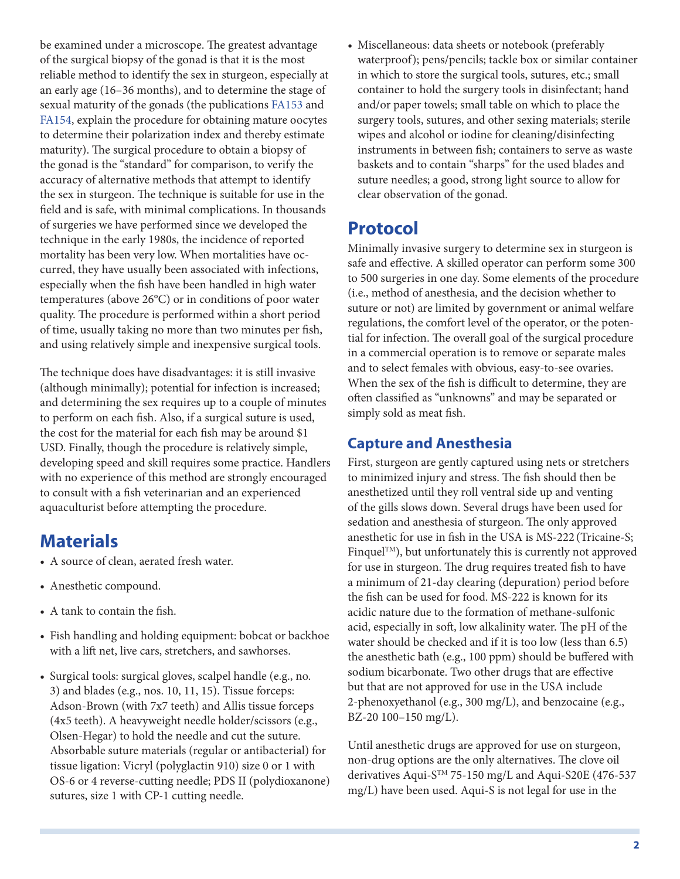be examined under a microscope. The greatest advantage of the surgical biopsy of the gonad is that it is the most reliable method to identify the sex in sturgeon, especially at an early age (16–36 months), and to determine the stage of sexual maturity of the gonads (the publications FA153 and FA154, explain the procedure for obtaining mature oocytes to determine their polarization index and thereby estimate maturity). The surgical procedure to obtain a biopsy of the gonad is the "standard" for comparison, to verify the accuracy of alternative methods that attempt to identify the sex in sturgeon. The technique is suitable for use in the field and is safe, with minimal complications. In thousands of surgeries we have performed since we developed the technique in the early 1980s, the incidence of reported mortality has been very low. When mortalities have occurred, they have usually been associated with infections, especially when the fish have been handled in high water temperatures (above 26°C) or in conditions of poor water quality. The procedure is performed within a short period of time, usually taking no more than two minutes per fish, and using relatively simple and inexpensive surgical tools.

The technique does have disadvantages: it is still invasive (although minimally); potential for infection is increased; and determining the sex requires up to a couple of minutes to perform on each fish. Also, if a surgical suture is used, the cost for the material for each fish may be around $1 USD. Finally, though the procedure is relatively simple, developing speed and skill requires some practice. Handlers with no experience of this method are strongly encouraged to consult with a fish veterinarian and an experienced aquaculturist before attempting the procedure.

## Materials

- A source of clean, aerated fresh water.
- Anesthetic compound.
- A tank to contain the fish.
- Fish handling and holding equipment: bobcat or backhoe with a lift net, live cars, stretchers, and sawhorses.
- Surgical tools: surgical gloves, scalpel handle (e.g., no. 3) and blades (e.g., nos. 10, 11, 15). Tissue forceps: Adson-Brown (with 7x7 teeth) and Allis tissue forceps (4x5 teeth). A heavyweight needle holder/scissors (e.g., Olsen-Hegar) to hold the needle and cut the suture. Absorbable suture materials (regular or antibacterial) for tissue ligation: Vicryl (polyglactin 910) size 0 or 1 with OS-6 or 4 reverse-cutting needle; PDS II (polydioxanone) sutures, size 1 with CP-1 cutting needle.
- Miscellaneous: data sheets or notebook (preferably waterproof); pens/pencils; tackle box or similar container in which to store the surgical tools, sutures, etc.; small container to hold the surgery tools in disinfectant; hand and/or paper towels; small table on which to place the surgery tools, sutures, and other sexing materials; sterile wipes and alcohol or iodine for cleaning/disinfecting instruments in between fish; containers to serve as waste baskets and to contain "sharps" for the used blades and suture needles; a good, strong light source to allow for clear observation of the gonad.

## Protocol

Minimally invasive surgery to determine sex in sturgeon is safe and effective. A skilled operator can perform some 300 to 500 surgeries in one day. Some elements of the procedure (i.e., method of anesthesia, and the decision whether to suture or not) are limited by government or animal welfare regulations, the comfort level of the operator, or the potential for infection. The overall goal of the surgical procedure in a commercial operation is to remove or separate males and to select females with obvious, easy-to-see ovaries. When the sex of the fish is difficult to determine, they are often classified as "unknowns" and may be separated or simply sold as meat fish.

### Capture and Anesthesia

First, sturgeon are gently captured using nets or stretchers to minimized injury and stress. The fish should then be anesthetized until they roll ventral side up and venting of the gills slows down. Several drugs have been used for sedation and anesthesia of sturgeon. The only approved anesthetic for use in fish in the USA is MS-222 (Tricaine-S; Finquel™), but unfortunately this is currently not approved for use in sturgeon. The drug requires treated fish to have a minimum of 21-day clearing (depuration) period before the fish can be used for food. MS-222 is known for its acidic nature due to the formation of methane-sulfonic acid, especially in soft, low alkalinity water. The pH of the water should be checked and if it is too low (less than 6.5) the anesthetic bath (e.g., 100 ppm) should be buffered with sodium bicarbonate. Two other drugs that are effective but that are not approved for use in the USA include 2-phenoxyethanol (e.g., 300 mg/L), and benzocaine (e.g., BZ-20 100–150 mg/L).

Until anesthetic drugs are approved for use on sturgeon, non-drug options are the only alternatives. The clove oil derivatives Aqui-S™ 75-150 mg/L and Aqui-S20E (476-537 mg/L) have been used. Aqui-S is not legal for use in the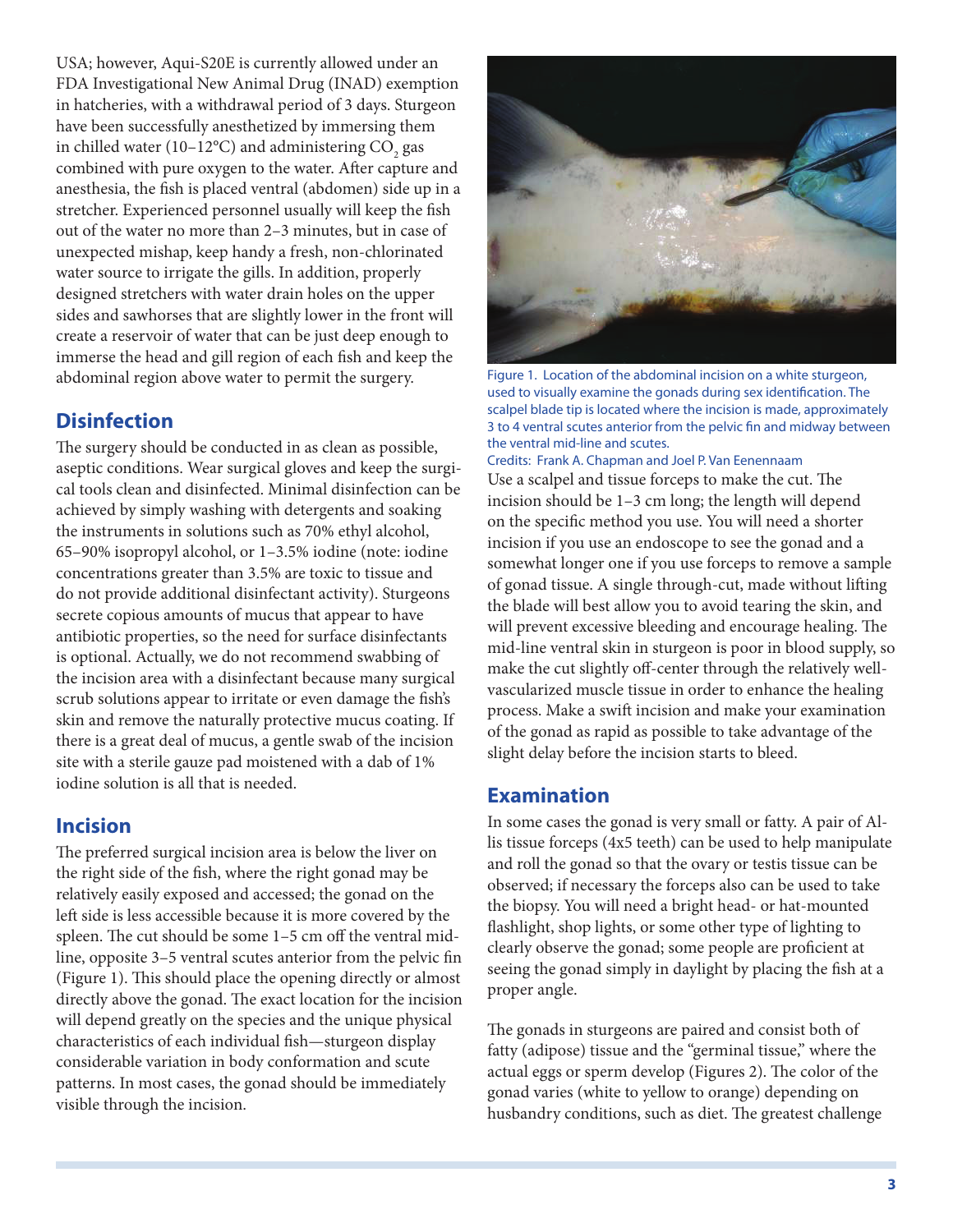USA; however, Aqui-S20E is currently allowed under an FDA Investigational New Animal Drug (INAD) exemption in hatcheries, with a withdrawal period of 3 days. Sturgeon have been successfully anesthetized by immersing them in chilled water (10–12°C) and administering $CO_2$ gas combined with pure oxygen to the water. After capture and anesthesia, the fish is placed ventral (abdomen) side up in a stretcher. Experienced personnel usually will keep the fish out of the water no more than 2–3 minutes, but in case of unexpected mishap, keep handy a fresh, non-chlorinated water source to irrigate the gills. In addition, properly designed stretchers with water drain holes on the upper sides and sawhorses that are slightly lower in the front will create a reservoir of water that can be just deep enough to immerse the head and gill region of each fish and keep the abdominal region above water to permit the surgery.

## Disinfection

The surgery should be conducted in as clean as possible, aseptic conditions. Wear surgical gloves and keep the surgical tools clean and disinfected. Minimal disinfection can be achieved by simply washing with detergents and soaking the instruments in solutions such as 70% ethyl alcohol, 65–90% isopropyl alcohol, or 1–3.5% iodine (note: iodine concentrations greater than 3.5% are toxic to tissue and do not provide additional disinfectant activity). Sturgeons secrete copious amounts of mucus that appear to have antibiotic properties, so the need for surface disinfectants is optional. Actually, we do not recommend swabbing of the incision area with a disinfectant because many surgical scrub solutions appear to irritate or even damage the fish's skin and remove the naturally protective mucus coating. If there is a great deal of mucus, a gentle swab of the incision site with a sterile gauze pad moistened with a dab of 1% iodine solution is all that is needed.

## Incision

The preferred surgical incision area is below the liver on the right side of the fish, where the right gonad may be relatively easily exposed and accessed; the gonad on the left side is less accessible because it is more covered by the spleen. The cut should be some 1–5 cm off the ventral midline, opposite 3–5 ventral scutes anterior from the pelvic fin (Figure 1). This should place the opening directly or almost directly above the gonad. The exact location for the incision will depend greatly on the species and the unique physical characteristics of each individual fish—sturgeon display considerable variation in body conformation and scute patterns. In most cases, the gonad should be immediately visible through the incision.

Figure 1. Location of the abdominal incision on a white sturgeon, used to visually examine the gonads during sex identification. The scalpel blade tip is located where the incision is made, approximately 3 to 4 ventral scutes anterior from the pelvic fin and midway between the ventral mid-line and scutes.
Credits: Frank A. Chapman and Joel P. Van Eenennaam

Use a scalpel and tissue forceps to make the cut. The incision should be 1–3 cm long; the length will depend on the specific method you use. You will need a shorter incision if you use an endoscope to see the gonad and a somewhat longer one if you use forceps to remove a sample of gonad tissue. A single through-cut, made without lifting the blade will best allow you to avoid tearing the skin, and will prevent excessive bleeding and encourage healing. The mid-line ventral skin in sturgeon is poor in blood supply, so make the cut slightly off-center through the relatively well-vascularized muscle tissue in order to enhance the healing process. Make a swift incision and make your examination of the gonad as rapid as possible to take advantage of the slight delay before the incision starts to bleed.

## Examination

In some cases the gonad is very small or fatty. A pair of Allis tissue forceps (4x5 teeth) can be used to help manipulate and roll the gonad so that the ovary or testis tissue can be observed; if necessary the forceps also can be used to take the biopsy. You will need a bright head- or hat-mounted flashlight, shop lights, or some other type of lighting to clearly observe the gonad; some people are proficient at seeing the gonad simply in daylight by placing the fish at a proper angle.

The gonads in sturgeons are paired and consist both of fatty (adipose) tissue and the "germinal tissue," where the actual eggs or sperm develop (Figures 2). The color of the gonad varies (white to yellow to orange) depending on husbandry conditions, such as diet. The greatest challenge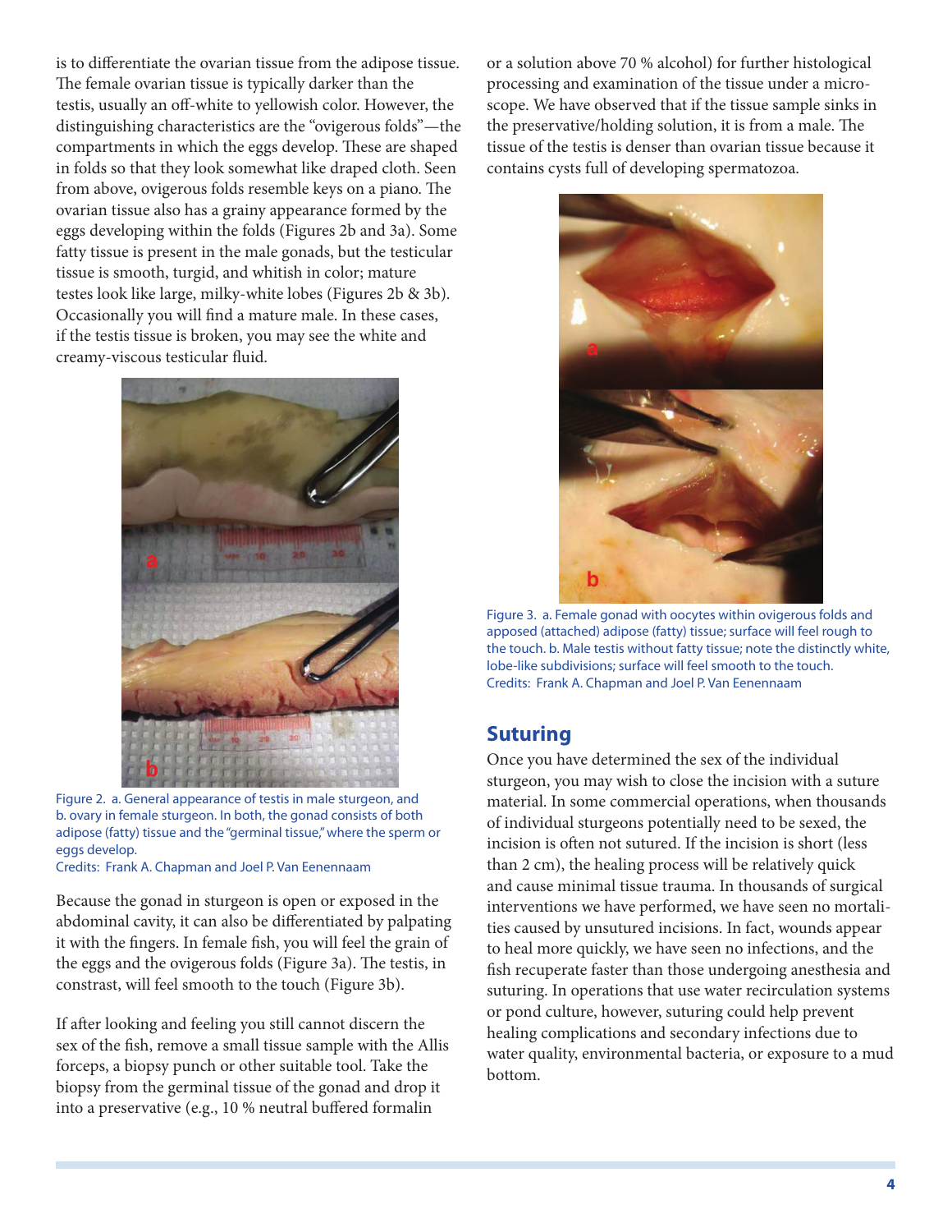is to differentiate the ovarian tissue from the adipose tissue. The female ovarian tissue is typically darker than the testis, usually an off-white to yellowish color. However, the distinguishing characteristics are the "ovigerous folds"—the compartments in which the eggs develop. These are shaped in folds so that they look somewhat like draped cloth. Seen from above, ovigerous folds resemble keys on a piano. The ovarian tissue also has a grainy appearance formed by the eggs developing within the folds (Figures 2b and 3a). Some fatty tissue is present in the male gonads, but the testicular tissue is smooth, turgid, and whitish in color; mature testes look like large, milky-white lobes (Figures 2b & 3b). Occasionally you will find a mature male. In these cases, if the testis tissue is broken, you may see the white and creamy-viscous testicular fluid.

Figure 2. a. General appearance of testis in male sturgeon, and b. ovary in female sturgeon. In both, the gonad consists of both adipose (fatty) tissue and the "germinal tissue," where the sperm or eggs develop.
Credits: Frank A. Chapman and Joel P. Van Eenennaam

Because the gonad in sturgeon is open or exposed in the abdominal cavity, it can also be differentiated by palpating it with the fingers. In female fish, you will feel the grain of the eggs and the ovigerous folds (Figure 3a). The testis, in constrast, will feel smooth to the touch (Figure 3b).

If after looking and feeling you still cannot discern the sex of the fish, remove a small tissue sample with the Allis forceps, a biopsy punch or other suitable tool. Take the biopsy from the germinal tissue of the gonad and drop it into a preservative (e.g., 10 % neutral buffered formalin or a solution above 70 % alcohol) for further histological processing and examination of the tissue under a microscope. We have observed that if the tissue sample sinks in the preservative/holding solution, it is from a male. The tissue of the testis is denser than ovarian tissue because it contains cysts full of developing spermatozoa.

Figure 3. a. Female gonad with oocytes within ovigerous folds and apposed (attached) adipose (fatty) tissue; surface will feel rough to the touch. b. Male testis without fatty tissue; note the distinctly white, lobe-like subdivisions; surface will feel smooth to the touch.
Credits: Frank A. Chapman and Joel P. Van Eenennaam

## Suturing

Once you have determined the sex of the individual sturgeon, you may wish to close the incision with a suture material. In some commercial operations, when thousands of individual sturgeons potentially need to be sexed, the incision is often not sutured. If the incision is short (less than 2 cm), the healing process will be relatively quick and cause minimal tissue trauma. In thousands of surgical interventions we have performed, we have seen no mortalities caused by unsutured incisions. In fact, wounds appear to heal more quickly, we have seen no infections, and the fish recuperate faster than those undergoing anesthesia and suturing. In operations that use water recirculation systems or pond culture, however, suturing could help prevent healing complications and secondary infections due to water quality, environmental bacteria, or exposure to a mud bottom.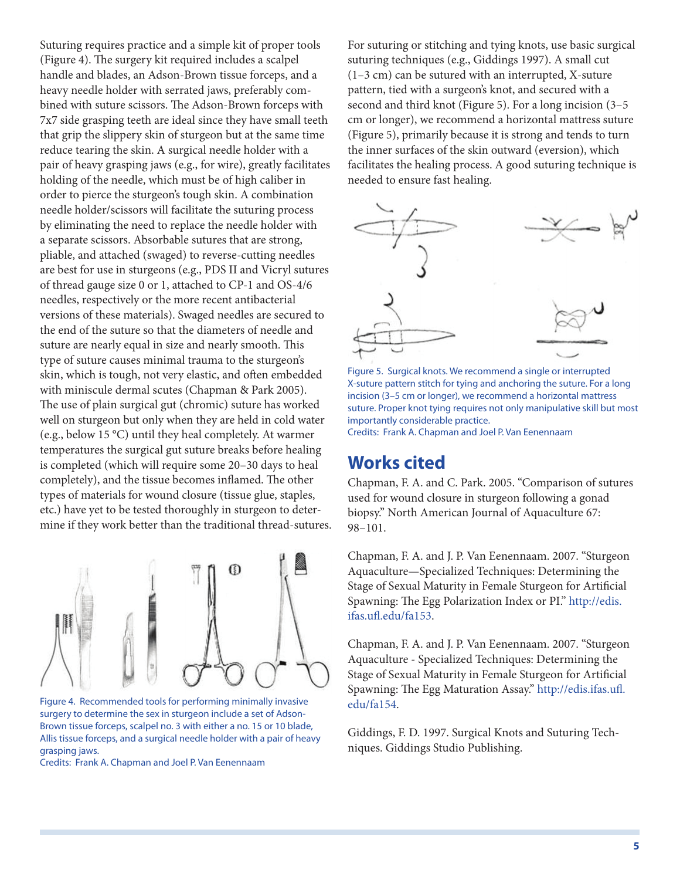Suturing requires practice and a simple kit of proper tools (Figure 4). The surgery kit required includes a scalpel handle and blades, an Adson-Brown tissue forceps, and a heavy needle holder with serrated jaws, preferably combined with suture scissors. The Adson-Brown forceps with 7x7 side grasping teeth are ideal since they have small teeth that grip the slippery skin of sturgeon but at the same time reduce tearing the skin. A surgical needle holder with a pair of heavy grasping jaws (e.g., for wire), greatly facilitates holding of the needle, which must be of high caliber in order to pierce the sturgeon's tough skin. A combination needle holder/scissors will facilitate the suturing process by eliminating the need to replace the needle holder with a separate scissors. Absorbable sutures that are strong, pliable, and attached (swaged) to reverse-cutting needles are best for use in sturgeons (e.g., PDS II and Vicryl sutures of thread gauge size 0 or 1, attached to CP-1 and OS-4/6 needles, respectively or the more recent antibacterial versions of these materials). Swaged needles are secured to the end of the suture so that the diameters of needle and suture are nearly equal in size and nearly smooth. This type of suture causes minimal trauma to the sturgeon's skin, which is tough, not very elastic, and often embedded with miniscule dermal scutes (Chapman & Park 2005). The use of plain surgical gut (chromic) suture has worked well on sturgeon but only when they are held in cold water (e.g., below 15 °C) until they heal completely. At warmer temperatures the surgical gut suture breaks before healing is completed (which will require some 20–30 days to heal completely), and the tissue becomes inflamed. The other types of materials for wound closure (tissue glue, staples, etc.) have yet to be tested thoroughly in sturgeon to determine if they work better than the traditional thread-sutures.

Figure 4. Recommended tools for performing minimally invasive surgery to determine the sex in sturgeon include a set of Adson-Brown tissue forceps, scalpel no. 3 with either a no. 15 or 10 blade, Allis tissue forceps, and a surgical needle holder with a pair of heavy grasping jaws.
Credits: Frank A. Chapman and Joel P. Van Eenennaam

For suturing or stitching and tying knots, use basic surgical suturing techniques (e.g., Giddings 1997). A small cut (1–3 cm) can be sutured with an interrupted, X-suture pattern, tied with a surgeon's knot, and secured with a second and third knot (Figure 5). For a long incision (3–5 cm or longer), we recommend a horizontal mattress suture (Figure 5), primarily because it is strong and tends to turn the inner surfaces of the skin outward (eversion), which facilitates the healing process. A good suturing technique is needed to ensure fast healing.

Figure 5. Surgical knots. We recommend a single or interrupted X-suture pattern stitch for tying and anchoring the suture. For a long incision (3–5 cm or longer), we recommend a horizontal mattress suture. Proper knot tying requires not only manipulative skill but most importantly considerable practice.
Credits: Frank A. Chapman and Joel P. Van Eenennaam

## Works cited

Chapman, F. A. and C. Park. 2005. "Comparison of sutures used for wound closure in sturgeon following a gonad biopsy." North American Journal of Aquaculture 67: 98–101.

Chapman, F. A. and J. P. Van Eenennaam. 2007. "Sturgeon Aquaculture—Specialized Techniques: Determining the Stage of Sexual Maturity in Female Sturgeon for Artificial Spawning: The Egg Polarization Index or PI." http://edis.ifas.ufl.edu/fa153.

Chapman, F. A. and J. P. Van Eenennaam. 2007. "Sturgeon Aquaculture - Specialized Techniques: Determining the Stage of Sexual Maturity in Female Sturgeon for Artificial Spawning: The Egg Maturation Assay." http://edis.ifas.ufl.edu/fa154.

Giddings, F. D. 1997. Surgical Knots and Suturing Techniques. Giddings Studio Publishing.